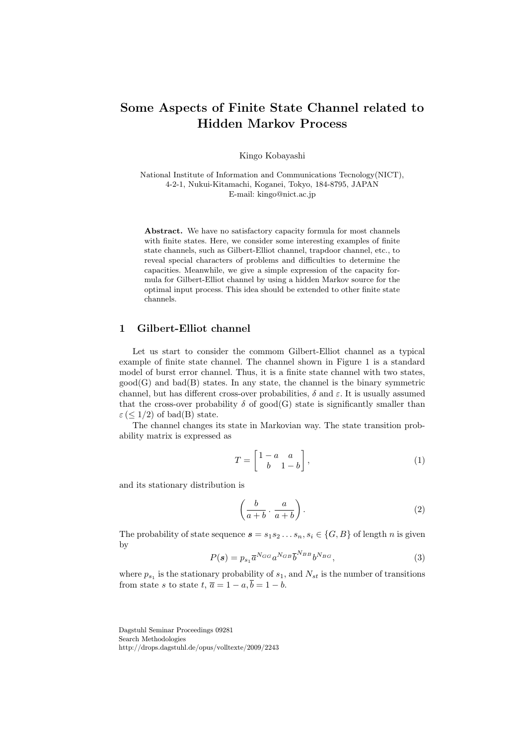# Some Aspects of Finite State Channel related to Hidden Markov Process

Kingo Kobayashi

National Institute of Information and Communications Tecnology(NICT),
4-2-1, Nukui-Kitamachi, Koganei, Tokyo, 184-8795, JAPAN
E-mail: kingo@nict.ac.jp

**Abstract.** We have no satisfactory capacity formula for most channels with finite states. Here, we consider some interesting examples of finite state channels, such as Gilbert-Elliot channel, trapdoor channel, etc., to reveal special characters of problems and difficulties to determine the capacities. Meanwhile, we give a simple expression of the capacity formula for Gilbert-Elliot channel by using a hidden Markov source for the optimal input process. This idea should be extended to other finite state channels.

## 1 Gilbert-Elliot channel

Let us start to consider the commom Gilbert-Elliot channel as a typical example of finite state channel. The channel shown in Figure 1 is a standard model of burst error channel. Thus, it is a finite state channel with two states, good(G) and bad(B) states. In any state, the channel is the binary symmetric channel, but has different cross-over probabilities, $\delta$ and $\varepsilon$. It is usually assumed that the cross-over probability $\delta$ of good(G) state is significantly smaller than $\varepsilon$ ($\leq 1/2$) of bad(B) state.

The channel changes its state in Markovian way. The state transition probability matrix is expressed as

$$T = \begin{bmatrix} 1-a & a \\ b & 1-b \end{bmatrix}, \tag{1}$$

and its stationary distribution is

$$\left( \frac{b}{a+b} \cdot \frac{a}{a+b} \right). \tag{2}$$

The probability of state sequence $\boldsymbol{s} = s_1 s_2 \dots s_n, s_i \in \{G, B\}$ of length $n$ is given by

$$P(\boldsymbol{s}) = p_{s_1} \overline{a}^{N_{GG}} a^{N_{GB}} \overline{b}^{N_{BB}} b^{N_{BG}}, \tag{3}$$

where $p_{s_1}$ is the stationary probability of $s_1$, and $N_{st}$ is the number of transitions from state $s$ to state $t$, $\overline{a} = 1 - a, \overline{b} = 1 - b$.

Dagstuhl Seminar Proceedings 09281
Search Methodologies
http://drops.dagstuhl.de/opus/volltexte/2009/2243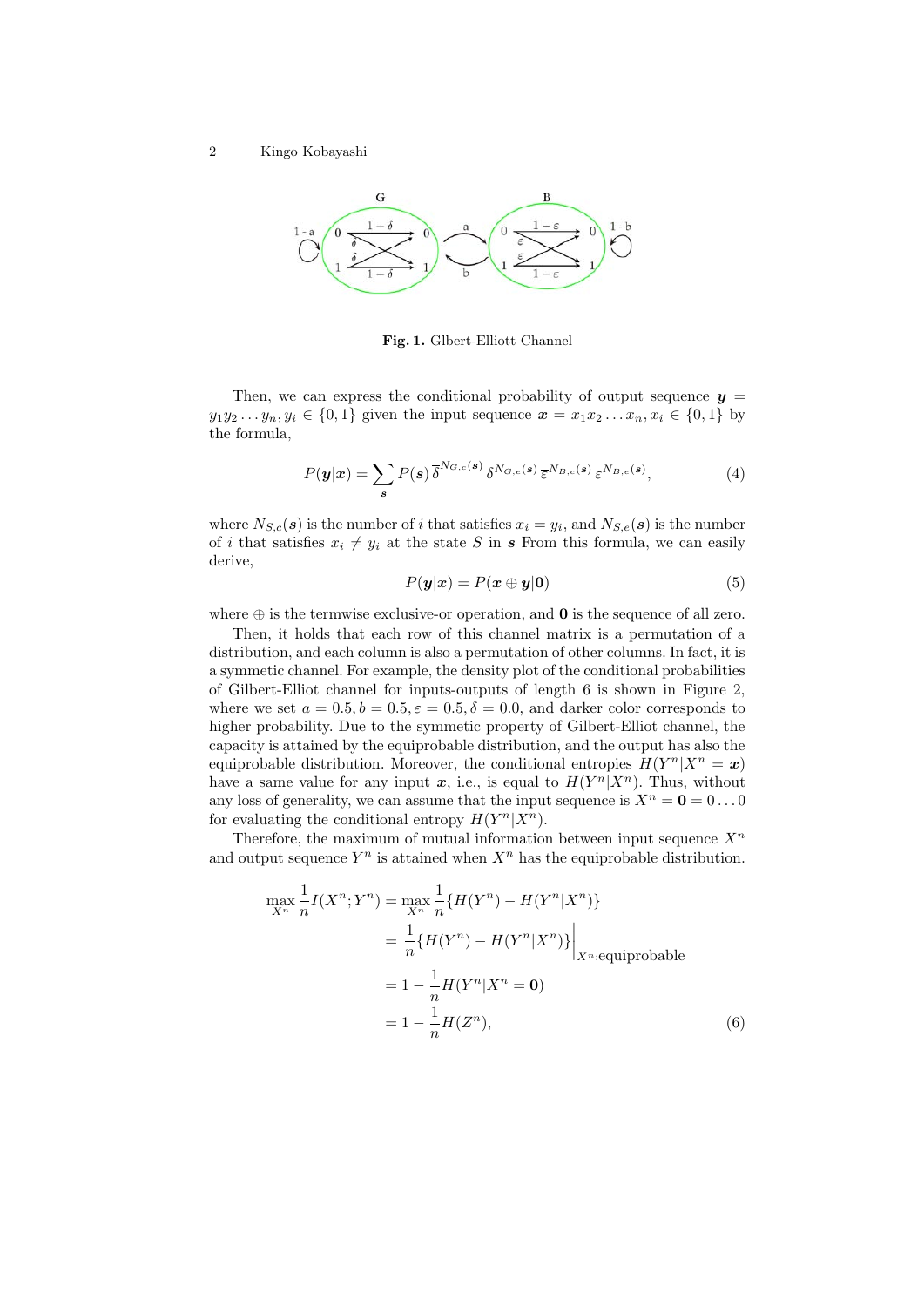**Fig. 1.** Glbert-Elliott Channel

Then, we can express the conditional probability of output sequence $\boldsymbol{y} = y_1 y_2 \dots y_n, y_i \in \{0,1\}$ given the input sequence $\boldsymbol{x} = x_1 x_2 \dots x_n, x_i \in \{0,1\}$ by the formula,

$$P(\boldsymbol{y}|\boldsymbol{x}) = \sum_{\boldsymbol{s}} P(\boldsymbol{s})\, \overline{\delta}^{N_{G,c}(\boldsymbol{s})}\, \delta^{N_{G,e}(\boldsymbol{s})}\, \overline{\varepsilon}^{N_{B,c}(\boldsymbol{s})}\, \varepsilon^{N_{B,e}(\boldsymbol{s})}, \tag{4}$$

where $N_{S,c}(\boldsymbol{s})$ is the number of $i$ that satisfies $x_i = y_i$, and $N_{S,e}(\boldsymbol{s})$ is the number of $i$ that satisfies $x_i \neq y_i$ at the state $S$ in $\boldsymbol{s}$ From this formula, we can easily derive,

$$P(\boldsymbol{y}|\boldsymbol{x}) = P(\boldsymbol{x} \oplus \boldsymbol{y}|\boldsymbol{0}) \tag{5}$$

where $\oplus$ is the termwise exclusive-or operation, and $\boldsymbol{0}$ is the sequence of all zero.

Then, it holds that each row of this channel matrix is a permutation of a distribution, and each column is also a permutation of other columns. In fact, it is a symmetic channel. For example, the density plot of the conditional probabilities of Gilbert-Elliot channel for inputs-outputs of length 6 is shown in Figure 2, where we set $a = 0.5, b = 0.5, \varepsilon = 0.5, \delta = 0.0$, and darker color corresponds to higher probability. Due to the symmetric property of Gilbert-Elliot channel, the capacity is attained by the equiprobable distribution, and the output has also the equiprobable distribution. Moreover, the conditional entropies $H(Y^n|X^n = \boldsymbol{x})$ have a same value for any input $\boldsymbol{x}$, i.e., is equal to $H(Y^n|X^n)$. Thus, without any loss of generality, we can assume that the input sequence is $X^n = \boldsymbol{0} = 0 \dots 0$ for evaluating the conditional entropy $H(Y^n|X^n)$.

Therefore, the maximum of mutual information between input sequence $X^n$ and output sequence $Y^n$ is attained when $X^n$ has the equiprobable distribution.

$$\begin{aligned}
\max_{X^n} \frac{1}{n} I(X^n; Y^n) &= \max_{X^n} \frac{1}{n} \{H(Y^n) - H(Y^n|X^n)\} \\
&= \frac{1}{n} \{H(Y^n) - H(Y^n|X^n)\}\Big|_{X^n:\text{equiprobable}} \\
&= 1 - \frac{1}{n} H(Y^n|X^n = \boldsymbol{0}) \\
&= 1 - \frac{1}{n} H(Z^n),
\end{aligned} \tag{6}$$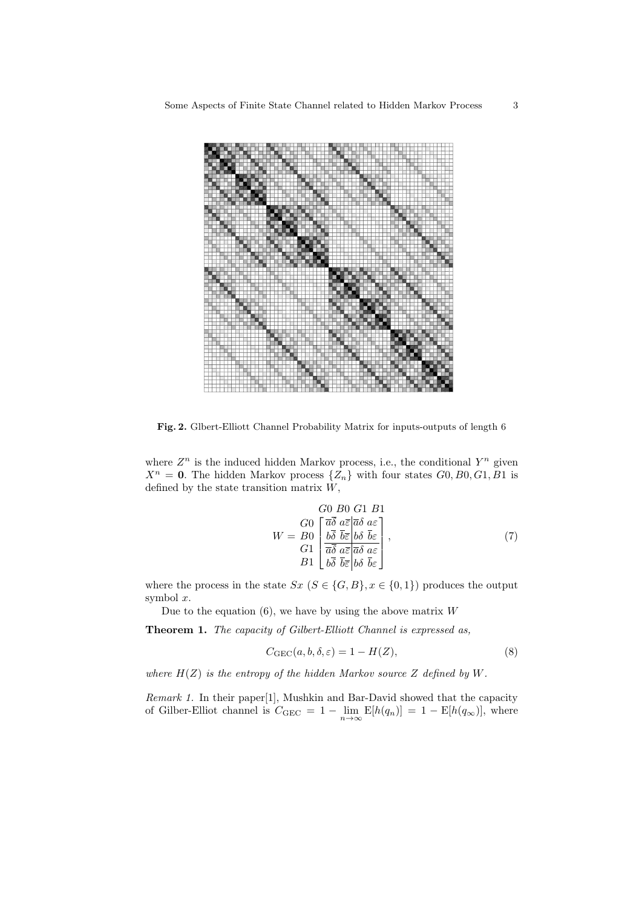**Fig. 2.** Glbert-Elliott Channel Probability Matrix for inputs-outputs of length 6

where $Z^n$ is the induced hidden Markov process, i.e., the conditional $Y^n$ given $X^n = \mathbf{0}$. The hidden Markov process $\{Z_n\}$ with four states $G0, B0, G1, B1$ is defined by the state transition matrix $W$,

$$W = \begin{array}{c} \\ G0 \\ B0 \\ G1 \\ B1 \end{array} \begin{array}{c} G0\ B0\ G1\ B1 \\ \left[\begin{array}{cc|cc} \overline{a}\overline{\delta} & a\overline{\varepsilon} & \overline{a}\delta & a\varepsilon \\ b\overline{\delta} & \overline{b}\overline{\varepsilon} & b\delta & \overline{b}\varepsilon \\ \hline \overline{a}\overline{\delta} & a\overline{\varepsilon} & \overline{a}\delta & a\varepsilon \\ b\overline{\delta} & \overline{b}\overline{\varepsilon} & b\delta & \overline{b}\varepsilon \end{array}\right] \end{array}, \tag{7}$$

where the process in the state $Sx$ ($S \in \{G, B\}, x \in \{0, 1\}$) produces the output symbol $x$.

Due to the equation (6), we have by using the above matrix $W$

**Theorem 1.** *The capacity of Gilbert-Elliott Channel is expressed as,*

$$C_{\mathrm{GEC}}(a, b, \delta, \varepsilon) = 1 - H(Z), \tag{8}$$

*where $H(Z)$ is the entropy of the hidden Markov source $Z$ defined by $W$.*

*Remark 1.* In their paper[1], Mushkin and Bar-David showed that the capacity of Gilber-Elliot channel is $C_{\mathrm{GEC}} = 1 - \lim_{n\to\infty} \mathrm{E}[h(q_n)] = 1 - \mathrm{E}[h(q_\infty)]$, where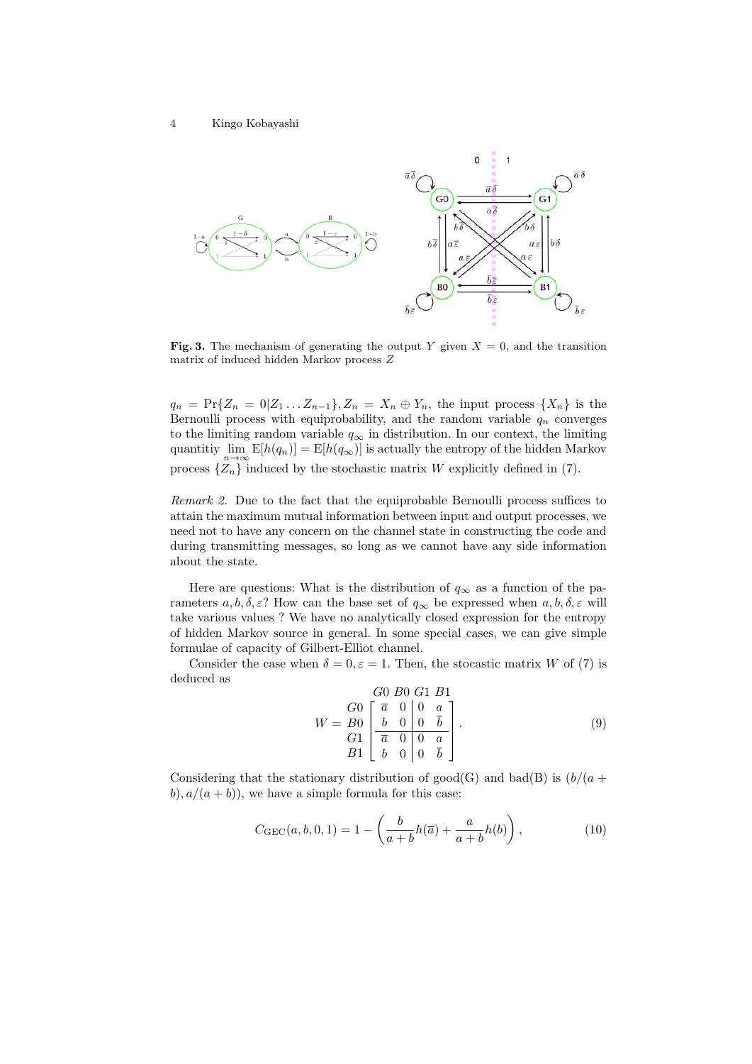**Fig. 3.** The mechanism of generating the output $Y$ given $X = 0$, and the transition matrix of induced hidden Markov process $Z$

$q_n = \Pr\{Z_n = 0|Z_1 \dots Z_{n-1}\}, Z_n = X_n \oplus Y_n$, the input process $\{X_n\}$ is the Bernoulli process with equiprobability, and the random variable $q_n$ converges to the limiting random variable $q_\infty$ in distribution. In our context, the limiting quantitiy $\lim_{n\to\infty} \mathrm{E}[h(q_n)] = \mathrm{E}[h(q_\infty)]$ is actually the entropy of the hidden Markov process $\{Z_n\}$ induced by the stochastic matrix $W$ explicitly defined in (7).

*Remark 2.* Due to the fact that the equiprobable Bernoulli process suffices to attain the maximum mutual information between input and output processes, we need not to have any concern on the channel state in constructing the code and during transmitting messages, so long as we cannot have any side information about the state.

Here are questions: What is the distribution of $q_\infty$ as a function of the parameters $a, b, \delta, \varepsilon$? How can the base set of $q_\infty$ be expressed when $a, b, \delta, \varepsilon$ will take various values ? We have no analytically closed expression for the entropy of hidden Markov source in general. In some special cases, we can give simple formulae of capacity of Gilbert-Elliot channel.

Consider the case when $\delta = 0, \varepsilon = 1$. Then, the stocastic matrix $W$ of (7) is deduced as

$$W = \begin{array}{c} \\ G0 \\ B0 \\ G1 \\ B1 \end{array} \begin{array}{c} \begin{array}{cccc} G0 & B0 & G1 & B1 \end{array} \\ \left[\begin{array}{cc|cc} \overline{a} & 0 & 0 & a \\ b & 0 & 0 & \overline{b} \\ \hline \overline{a} & 0 & 0 & a \\ b & 0 & 0 & \overline{b} \end{array}\right] \end{array}. \tag{9}$$

Considering that the stationary distribution of good(G) and bad(B) is $(b/(a+b), a/(a+b))$, we have a simple formula for this case:

$$C_{\mathrm{GEC}}(a, b, 0, 1) = 1 - \left(\frac{b}{a+b} h(\overline{a}) + \frac{a}{a+b} h(b)\right), \tag{10}$$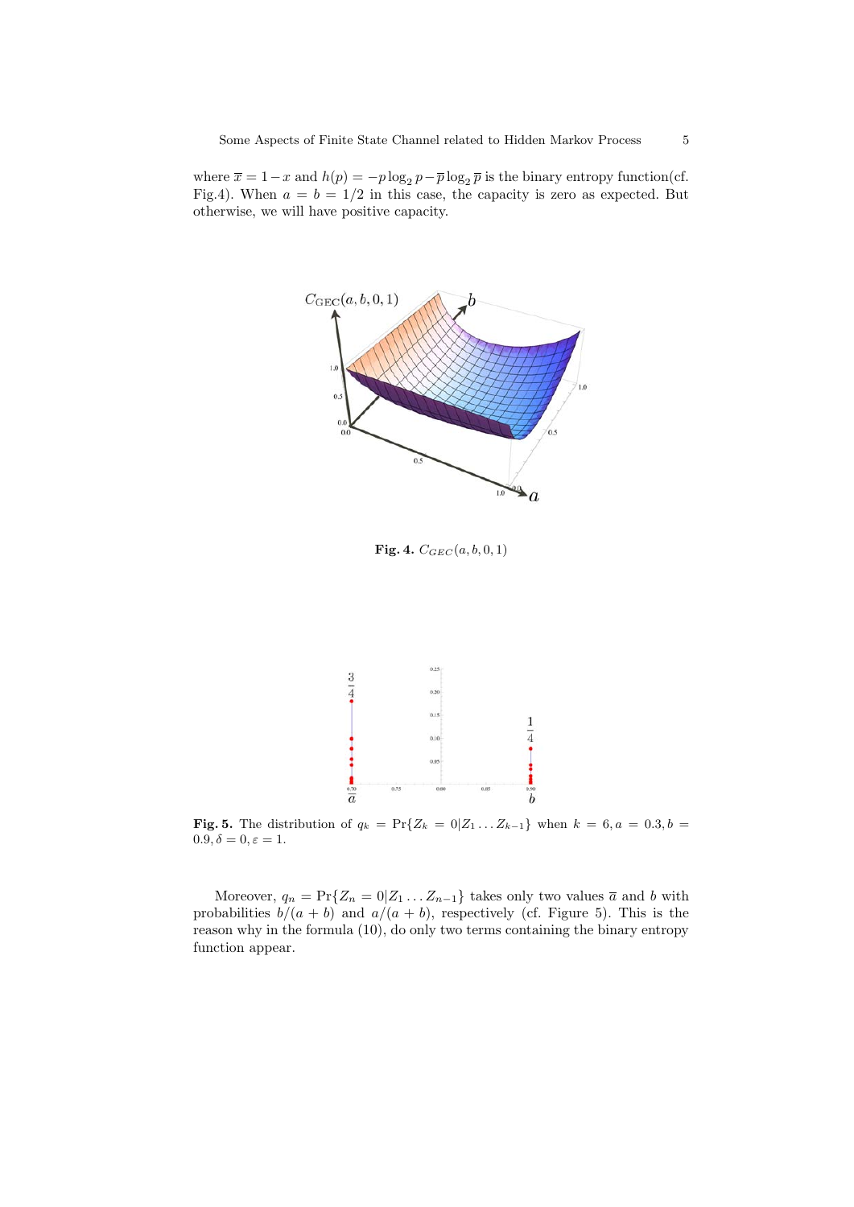where $\overline{x} = 1 - x$ and $h(p) = -p \log_2 p - \overline{p} \log_2 \overline{p}$ is the binary entropy function(cf. Fig.4). When $a = b = 1/2$ in this case, the capacity is zero as expected. But otherwise, we will have positive capacity.

**Fig. 4.** $C_{GEC}(a, b, 0, 1)$

**Fig. 5.** The distribution of $q_k = \Pr\{Z_k = 0 | Z_1 \dots Z_{k-1}\}$ when $k = 6, a = 0.3, b = 0.9, \delta = 0, \varepsilon = 1$.

Moreover, $q_n = \Pr\{Z_n = 0 | Z_1 \dots Z_{n-1}\}$ takes only two values $\overline{a}$ and $b$ with probabilities $b/(a + b)$ and $a/(a + b)$, respectively (cf. Figure 5). This is the reason why in the formula (10), do only two terms containing the binary entropy function appear.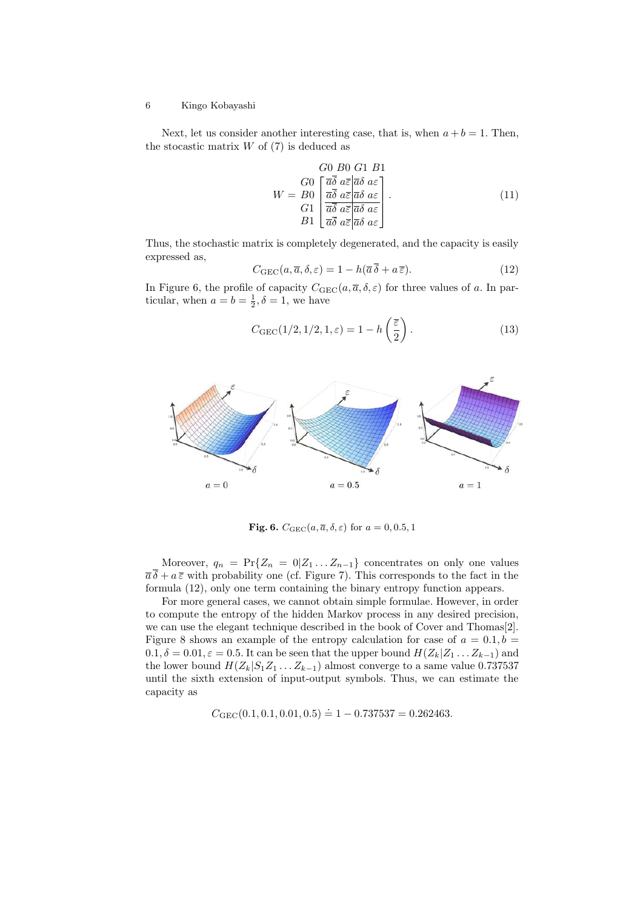Next, let us consider another interesting case, that is, when $a + b = 1$. Then, the stocastic matrix $W$ of (7) is deduced as

$$W = \begin{array}{c} \\ G0 \\ B0 \\ G1 \\ B1 \end{array} \begin{array}{c} \begin{array}{cccc} G0 & B0 & G1 & B1 \end{array} \\ \left[ \begin{array}{cc|cc} \overline{a}\overline{\delta} & a\overline{\varepsilon} & \overline{a}\delta & a\varepsilon \\ \overline{a}\overline{\delta} & a\overline{\varepsilon} & \overline{a}\delta & a\varepsilon \\ \hline \overline{a}\overline{\delta} & a\overline{\varepsilon} & \overline{a}\delta & a\varepsilon \\ \overline{a}\overline{\delta} & a\overline{\varepsilon} & \overline{a}\delta & a\varepsilon \end{array} \right] \end{array}. \tag{11}$$

Thus, the stochastic matrix is completely degenerated, and the capacity is easily expressed as,

$$C_{\mathrm{GEC}}(a, \overline{a}, \delta, \varepsilon) = 1 - h(\overline{a}\,\overline{\delta} + a\,\overline{\varepsilon}). \tag{12}$$

In Figure 6, the profile of capacity $C_{\mathrm{GEC}}(a, \overline{a}, \delta, \varepsilon)$ for three values of $a$. In particular, when $a = b = \frac{1}{2}, \delta = 1$, we have

$$C_{\mathrm{GEC}}(1/2, 1/2, 1, \varepsilon) = 1 - h\left(\frac{\overline{\varepsilon}}{2}\right). \tag{13}$$

**Fig. 6.** $C_{\mathrm{GEC}}(a, \overline{a}, \delta, \varepsilon)$ for $a = 0, 0.5, 1$

Moreover, $q_n = \Pr\{Z_n = 0 | Z_1 \ldots Z_{n-1}\}$ concentrates on only one values $\overline{a}\,\overline{\delta} + a\,\overline{\varepsilon}$ with probability one (cf. Figure 7). This corresponds to the fact in the formula (12), only one term containing the binary entropy function appears.

For more general cases, we cannot obtain simple formulae. However, in order to compute the entropy of the hidden Markov process in any desired precision, we can use the elegant technique described in the book of Cover and Thomas[2]. Figure 8 shows an example of the entropy calculation for case of $a = 0.1, b = 0.1, \delta = 0.01, \varepsilon = 0.5$. It can be seen that the upper bound $H(Z_k | Z_1 \ldots Z_{k-1})$ and the lower bound $H(Z_k | S_1 Z_1 \ldots Z_{k-1})$ almost converge to a same value 0.737537 until the sixth extension of input-output symbols. Thus, we can estimate the capacity as

$$C_{\mathrm{GEC}}(0.1, 0.1, 0.01, 0.5) \doteq 1 - 0.737537 = 0.262463.$$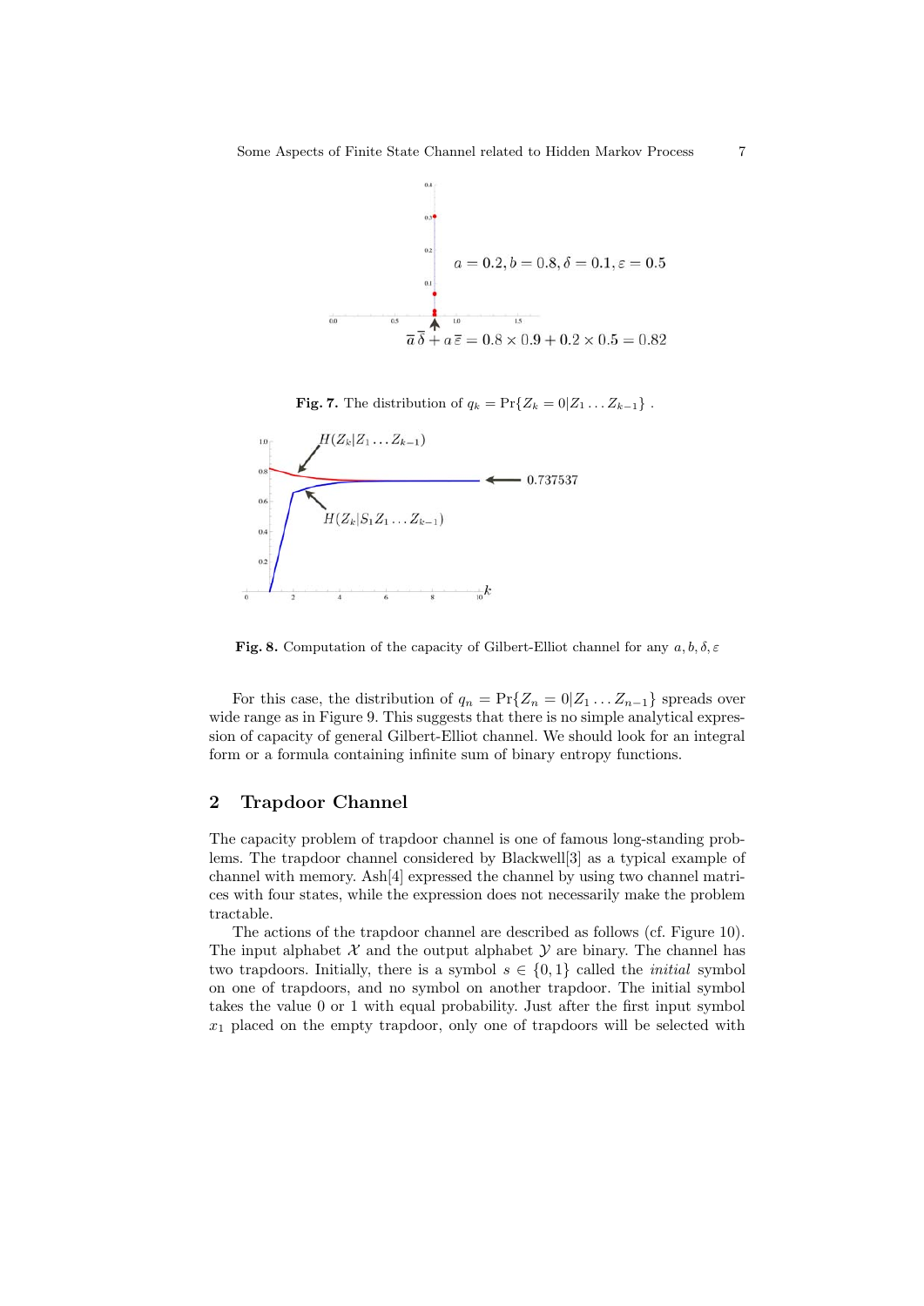$a = 0.2, b = 0.8, \delta = 0.1, \varepsilon = 0.5$

$\overline{a}\,\overline{\delta} + a\,\overline{\varepsilon} = 0.8 \times 0.9 + 0.2 \times 0.5 = 0.82$

**Fig. 7.** The distribution of $q_k = \Pr\{Z_k = 0 | Z_1 \dots Z_{k-1}\}$ .

$H(Z_k|Z_1 \dots Z_{k-1})$

$H(Z_k|S_1 Z_1 \dots Z_{k-1})$

0.737537

**Fig. 8.** Computation of the capacity of Gilbert-Elliot channel for any $a, b, \delta, \varepsilon$

For this case, the distribution of $q_n = \Pr\{Z_n = 0 | Z_1 \dots Z_{n-1}\}$ spreads over wide range as in Figure 9. This suggests that there is no simple analytical expression of capacity of general Gilbert-Elliot channel. We should look for an integral form or a formula containing infinite sum of binary entropy functions.

## 2 Trapdoor Channel

The capacity problem of trapdoor channel is one of famous long-standing problems. The trapdoor channel considered by Blackwell[3] as a typical example of channel with memory. Ash[4] expressed the channel by using two channel matrices with four states, while the expression does not necessarily make the problem tractable.

The actions of the trapdoor channel are described as follows (cf. Figure 10). The input alphabet $\mathcal{X}$ and the output alphabet $\mathcal{Y}$ are binary. The channel has two trapdoors. Initially, there is a symbol $s \in \{0, 1\}$ called the *initial* symbol on one of trapdoors, and no symbol on another trapdoor. The initial symbol takes the value 0 or 1 with equal probability. Just after the first input symbol $x_1$ placed on the empty trapdoor, only one of trapdoors will be selected with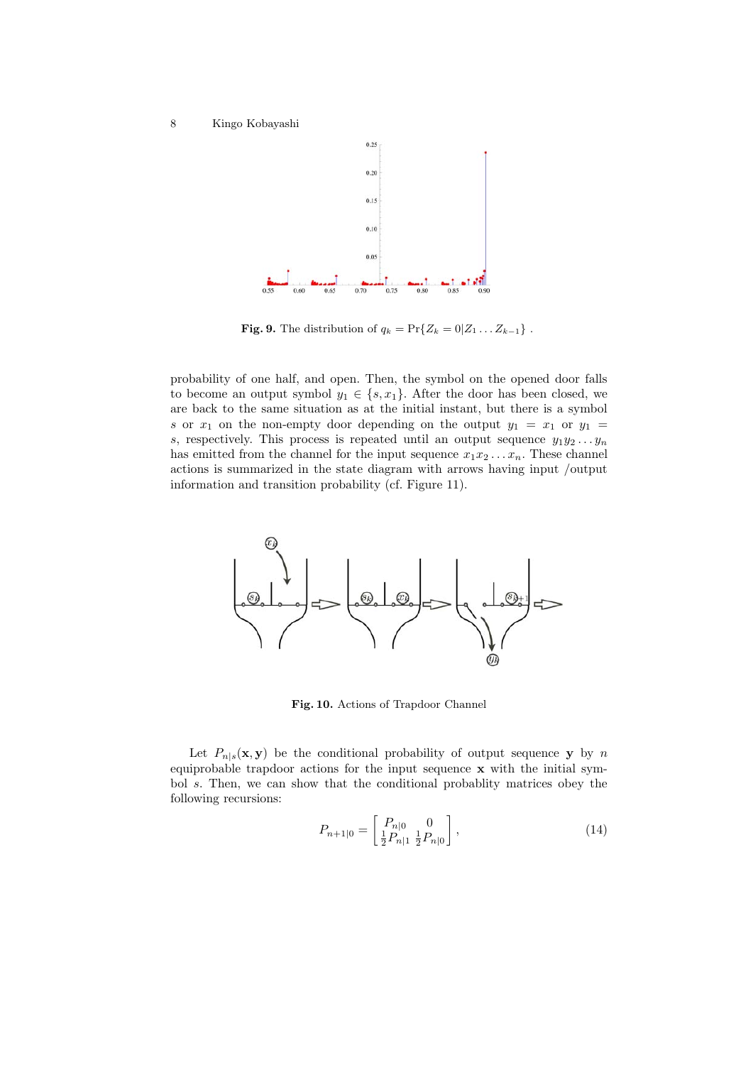**Fig. 9.** The distribution of $q_k = \Pr\{Z_k = 0 | Z_1 \dots Z_{k-1}\}$ .

probability of one half, and open. Then, the symbol on the opened door falls to become an output symbol $y_1 \in \{s, x_1\}$. After the door has been closed, we are back to the same situation as at the initial instant, but there is a symbol $s$ or $x_1$ on the non-empty door depending on the output $y_1 = x_1$ or $y_1 = s$, respectively. This process is repeated until an output sequence $y_1 y_2 \dots y_n$ has emitted from the channel for the input sequence $x_1 x_2 \dots x_n$. These channel actions is summarized in the state diagram with arrows having input /output information and transition probability (cf. Figure 11).

**Fig. 10.** Actions of Trapdoor Channel

Let $P_{n|s}(\mathbf{x}, \mathbf{y})$ be the conditional probability of output sequence $\mathbf{y}$ by $n$ equiprobable trapdoor actions for the input sequence $\mathbf{x}$ with the initial symbol $s$. Then, we can show that the conditional probablity matrices obey the following recursions:

$$P_{n+1|0} = \begin{bmatrix} P_{n|0} & 0 \\ \frac{1}{2} P_{n|1} & \frac{1}{2} P_{n|0} \end{bmatrix}, \tag{14}$$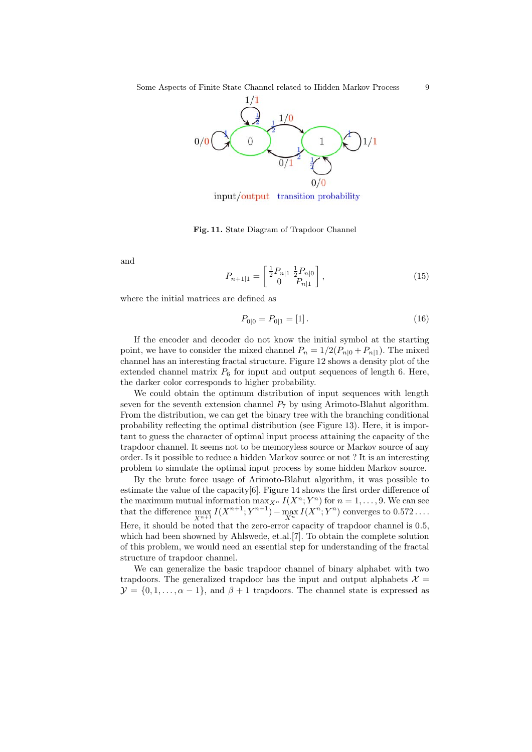Fig. 11. State Diagram of Trapdoor Channel

and

$$P_{n+1|1} = \begin{bmatrix} \frac{1}{2}P_{n|1} & \frac{1}{2}P_{n|0} \\ 0 & P_{n|1} \end{bmatrix}, \tag{15}$$

where the initial matrices are defined as

$$P_{0|0} = P_{0|1} = [1]. \tag{16}$$

If the encoder and decoder do not know the initial symbol at the starting point, we have to consider the mixed channel $P_n = 1/2(P_{n|0} + P_{n|1})$. The mixed channel has an interesting fractal structure. Figure 12 shows a density plot of the extended channel matrix $P_6$ for input and output sequences of length 6. Here, the darker color corresponds to higher probability.

We could obtain the optimum distribution of input sequences with length seven for the seventh extension channel $P_7$ by using Arimoto-Blahut algorithm. From the distribution, we can get the binary tree with the branching conditional probability reflecting the optimal distribution (see Figure 13). Here, it is important to guess the character of optimal input process attaining the capacity of the trapdoor channel. It seems not to be memoryless source or Markov source of any order. Is it possible to reduce a hidden Markov source or not ? It is an interesting problem to simulate the optimal input process by some hidden Markov source.

By the brute force usage of Arimoto-Blahut algorithm, it was possible to estimate the value of the capacity[6]. Figure 14 shows the first order difference of the maximum mutual information $\max_{X^n} I(X^n; Y^n)$ for $n = 1, \dots, 9$. We can see that the difference $\max_{X^{n+1}} I(X^{n+1}; Y^{n+1}) - \max_{X^n} I(X^n; Y^n)$ converges to $0.572\dots$. Here, it should be noted that the zero-error capacity of trapdoor channel is 0.5, which had been showned by Ahlswede, et.al.[7]. To obtain the complete solution of this problem, we would need an essential step for understanding of the fractal structure of trapdoor channel.

We can generalize the basic trapdoor channel of binary alphabet with two trapdoors. The generalized trapdoor has the input and output alphabets $\mathcal{X} = \mathcal{Y} = \{0, 1, \dots, \alpha - 1\}$, and $\beta + 1$ trapdoors. The channel state is expressed as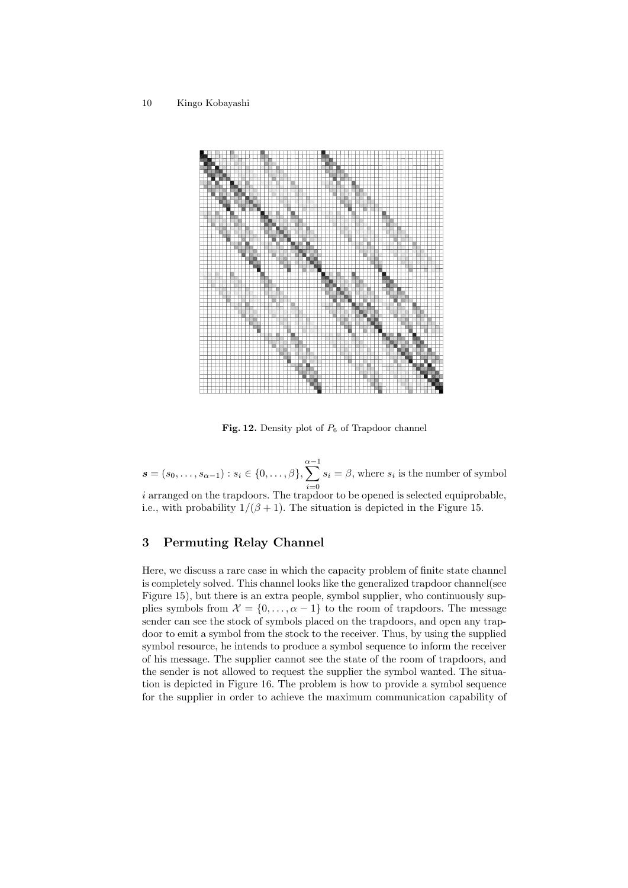Fig. 12. Density plot of $P_6$ of Trapdoor channel

$\boldsymbol{s} = (s_0, \ldots, s_{\alpha-1}) : s_i \in \{0, \ldots, \beta\}, \sum_{i=0}^{\alpha-1} s_i = \beta$, where $s_i$ is the number of symbol $i$ arranged on the trapdoors. The trapdoor to be opened is selected equiprobable, i.e., with probability $1/(\beta+1)$. The situation is depicted in the Figure 15.

## 3 Permuting Relay Channel

Here, we discuss a rare case in which the capacity problem of finite state channel is completely solved. This channel looks like the generalized trapdoor channel(see Figure 15), but there is an extra people, symbol supplier, who continuously supplies symbols from $\mathcal{X} = \{0, \ldots, \alpha - 1\}$ to the room of trapdoors. The message sender can see the stock of symbols placed on the trapdoors, and open any trapdoor to emit a symbol from the stock to the receiver. Thus, by using the supplied symbol resource, he intends to produce a symbol sequence to inform the receiver of his message. The supplier cannot see the state of the room of trapdoors, and the sender is not allowed to request the supplier the symbol wanted. The situation is depicted in Figure 16. The problem is how to provide a symbol sequence for the supplier in order to achieve the maximum communication capability of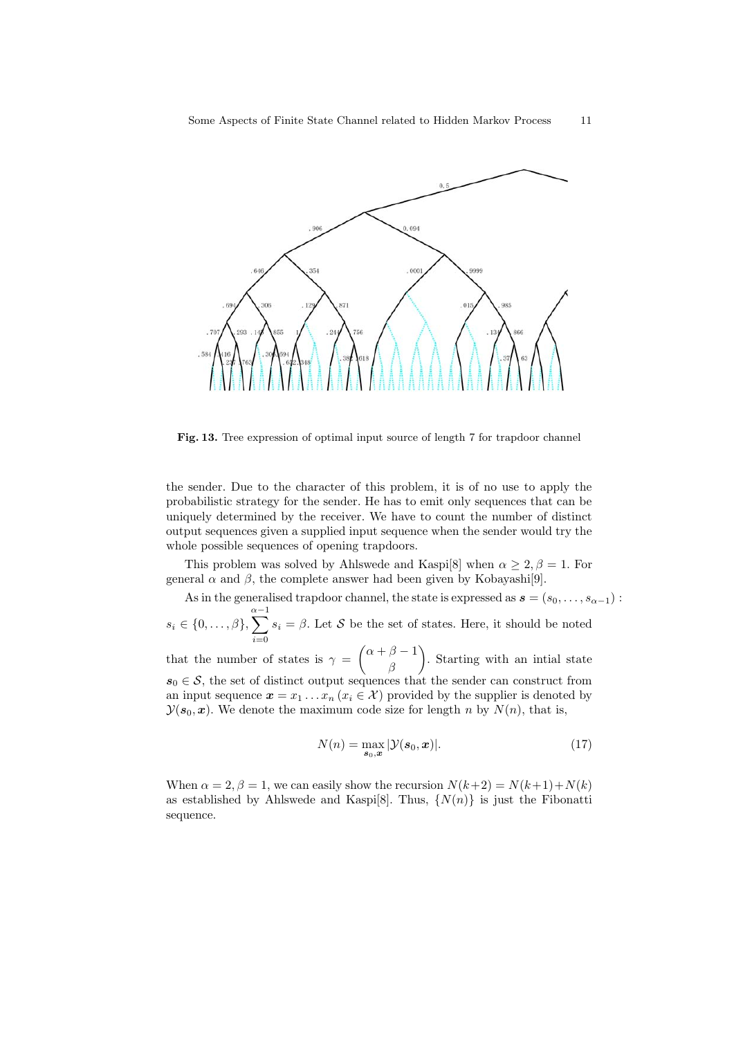**Fig. 13.** Tree expression of optimal input source of length 7 for trapdoor channel

the sender. Due to the character of this problem, it is of no use to apply the probabilistic strategy for the sender. He has to emit only sequences that can be uniquely determined by the receiver. We have to count the number of distinct output sequences given a supplied input sequence when the sender would try the whole possible sequences of opening trapdoors.

This problem was solved by Ahlswede and Kaspi[8] when $\alpha \geq 2, \beta = 1$. For general $\alpha$ and $\beta$, the complete answer had been given by Kobayashi[9].

As in the generalised trapdoor channel, the state is expressed as $\boldsymbol{s} = (s_0, \ldots, s_{\alpha-1})$ : $s_i \in \{0, \ldots, \beta\}, \sum_{i=0}^{\alpha-1} s_i = \beta$. Let $\mathcal{S}$ be the set of states. Here, it should be noted that the number of states is $\gamma = \binom{\alpha+\beta-1}{\beta}$. Starting with an intial state $\boldsymbol{s}_0 \in \mathcal{S}$, the set of distinct output sequences that the sender can construct from an input sequence $\boldsymbol{x} = x_1 \ldots x_n \, (x_i \in \mathcal{X})$ provided by the supplier is denoted by $\mathcal{Y}(\boldsymbol{s}_0, \boldsymbol{x})$. We denote the maximum code size for length $n$ by $N(n)$, that is,

$$N(n) = \max_{\boldsymbol{s}_0, \boldsymbol{x}} |\mathcal{Y}(\boldsymbol{s}_0, \boldsymbol{x})|. \tag{17}$$

When $\alpha = 2, \beta = 1$, we can easily show the recursion $N(k+2) = N(k+1) + N(k)$ as established by Ahlswede and Kaspi[8]. Thus, $\{N(n)\}$ is just the Fibonatti sequence.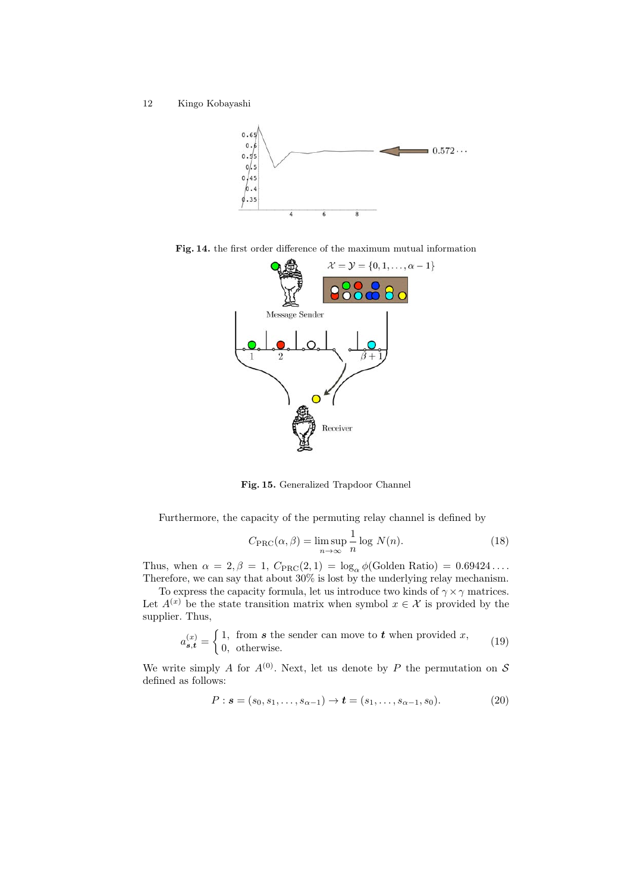Fig. 14. the first order difference of the maximum mutual information

Fig. 15. Generalized Trapdoor Channel

Furthermore, the capacity of the permuting relay channel is defined by

$$C_{\mathrm{PRC}}(\alpha, \beta) = \limsup_{n \to \infty} \frac{1}{n} \log N(n). \tag{18}$$

Thus, when $\alpha = 2, \beta = 1$, $C_{\mathrm{PRC}}(2, 1) = \log_\alpha \phi(\text{Golden Ratio}) = 0.69424\ldots$. Therefore, we can say that about 30% is lost by the underlying relay mechanism.

To express the capacity formula, let us introduce two kinds of $\gamma \times \gamma$ matrices. Let $A^{(x)}$ be the state transition matrix when symbol $x \in \mathcal{X}$ is provided by the supplier. Thus,

$$a^{(x)}_{\boldsymbol{s},\boldsymbol{t}} = \begin{cases} 1, & \text{from } \boldsymbol{s} \text{ the sender can move to } \boldsymbol{t} \text{ when provided } x, \\ 0, & \text{otherwise.} \end{cases} \tag{19}$$

We write simply $A$ for $A^{(0)}$. Next, let us denote by $P$ the permutation on $\mathcal{S}$ defined as follows:

$$P : \boldsymbol{s} = (s_0, s_1, \ldots, s_{\alpha-1}) \to \boldsymbol{t} = (s_1, \ldots, s_{\alpha-1}, s_0). \tag{20}$$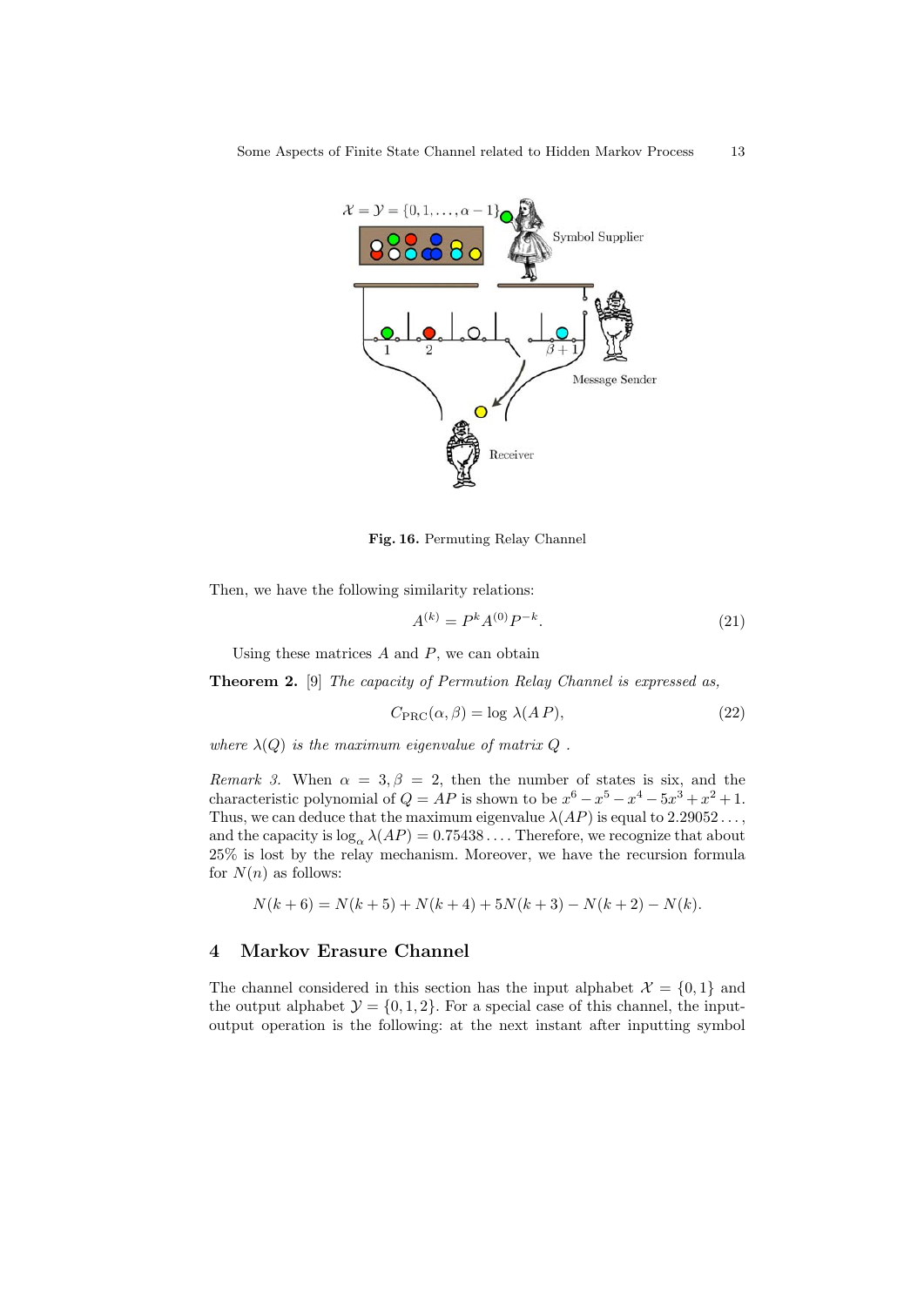**Fig. 16.** Permuting Relay Channel

Then, we have the following similarity relations:

$$A^{(k)} = P^k A^{(0)} P^{-k}. \tag{21}$$

Using these matrices $A$ and $P$, we can obtain

**Theorem 2.** [9] *The capacity of Permution Relay Channel is expressed as,*

$$C_{\mathrm{PRC}}(\alpha, \beta) = \log \lambda(A\,P), \tag{22}$$

*where $\lambda(Q)$ is the maximum eigenvalue of matrix $Q$ .*

*Remark 3.* When $\alpha = 3, \beta = 2$, then the number of states is six, and the characteristic polynomial of $Q = AP$ is shown to be $x^6 - x^5 - x^4 - 5x^3 + x^2 + 1$. Thus, we can deduce that the maximum eigenvalue $\lambda(AP)$ is equal to $2.29052\ldots$, and the capacity is $\log_\alpha \lambda(AP) = 0.75438\ldots$. Therefore, we recognize that about 25% is lost by the relay mechanism. Moreover, we have the recursion formula for $N(n)$ as follows:

$$N(k+6) = N(k+5) + N(k+4) + 5N(k+3) - N(k+2) - N(k).$$

## 4 Markov Erasure Channel

The channel considered in this section has the input alphabet $\mathcal{X} = \{0, 1\}$ and the output alphabet $\mathcal{Y} = \{0, 1, 2\}$. For a special case of this channel, the input-output operation is the following: at the next instant after inputting symbol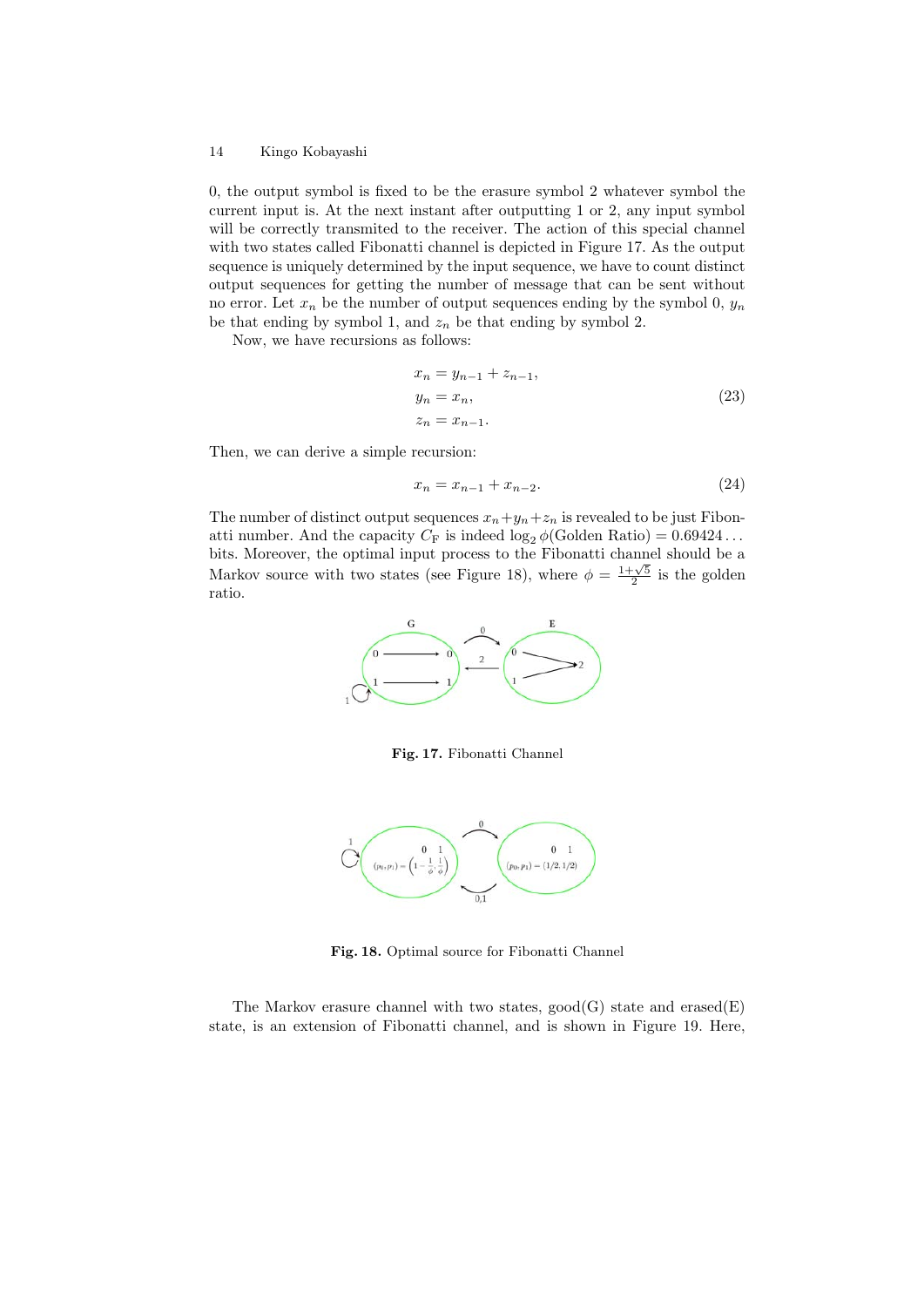0, the output symbol is fixed to be the erasure symbol 2 whatever symbol the current input is. At the next instant after outputting 1 or 2, any input symbol will be correctly transmited to the receiver. The action of this special channel with two states called Fibonatti channel is depicted in Figure 17. As the output sequence is uniquely determined by the input sequence, we have to count distinct output sequences for getting the number of message that can be sent without no error. Let $x_n$ be the number of output sequences ending by the symbol 0, $y_n$ be that ending by symbol 1, and $z_n$ be that ending by symbol 2.

Now, we have recursions as follows:

$$
\begin{aligned}
x_n &= y_{n-1} + z_{n-1}, \\
y_n &= x_n, \\
z_n &= x_{n-1}.
\end{aligned}
\tag{23}
$$

Then, we can derive a simple recursion:

$$x_n = x_{n-1} + x_{n-2}. \tag{24}$$

The number of distinct output sequences $x_n + y_n + z_n$ is revealed to be just Fibonatti number. And the capacity $C_{\mathrm{F}}$ is indeed $\log_2 \phi$(Golden Ratio) $= 0.69424\ldots$ bits. Moreover, the optimal input process to the Fibonatti channel should be a Markov source with two states (see Figure 18), where $\phi = \frac{1+\sqrt{5}}{2}$ is the golden ratio.

**Fig. 17.** Fibonatti Channel

**Fig. 18.** Optimal source for Fibonatti Channel

The Markov erasure channel with two states, good(G) state and erased(E) state, is an extension of Fibonatti channel, and is shown in Figure 19. Here,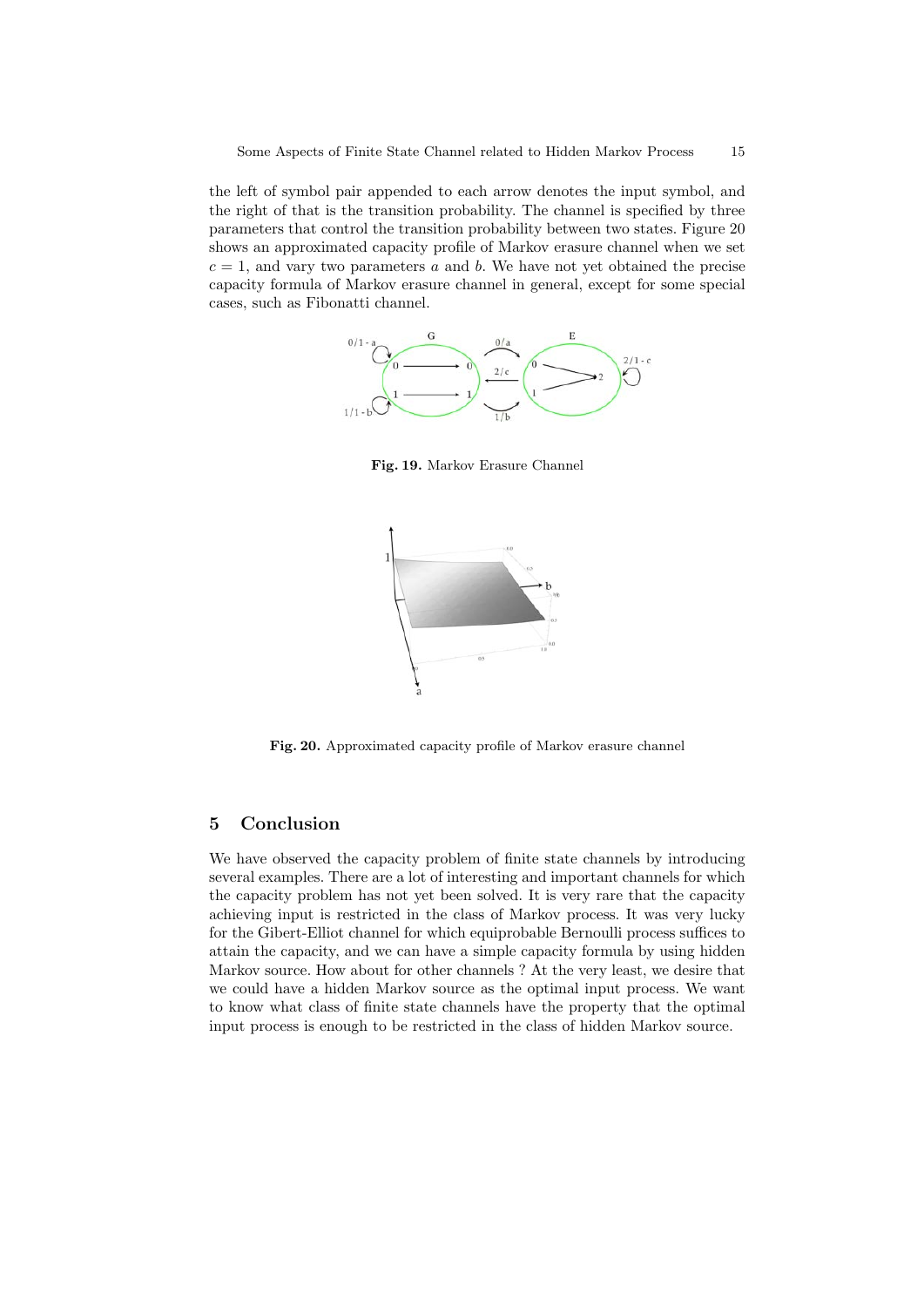the left of symbol pair appended to each arrow denotes the input symbol, and the right of that is the transition probability. The channel is specified by three parameters that control the transition probability between two states. Figure 20 shows an approximated capacity profile of Markov erasure channel when we set $c = 1$, and vary two parameters $a$ and $b$. We have not yet obtained the precise capacity formula of Markov erasure channel in general, except for some special cases, such as Fibonatti channel.

**Fig. 19.** Markov Erasure Channel

**Fig. 20.** Approximated capacity profile of Markov erasure channel

## 5 Conclusion

We have observed the capacity problem of finite state channels by introducing several examples. There are a lot of interesting and important channels for which the capacity problem has not yet been solved. It is very rare that the capacity achieving input is restricted in the class of Markov process. It was very lucky for the Gibert-Elliot channel for which equiprobable Bernoulli process suffices to attain the capacity, and we can have a simple capacity formula by using hidden Markov source. How about for other channels ? At the very least, we desire that we could have a hidden Markov source as the optimal input process. We want to know what class of finite state channels have the property that the optimal input process is enough to be restricted in the class of hidden Markov source.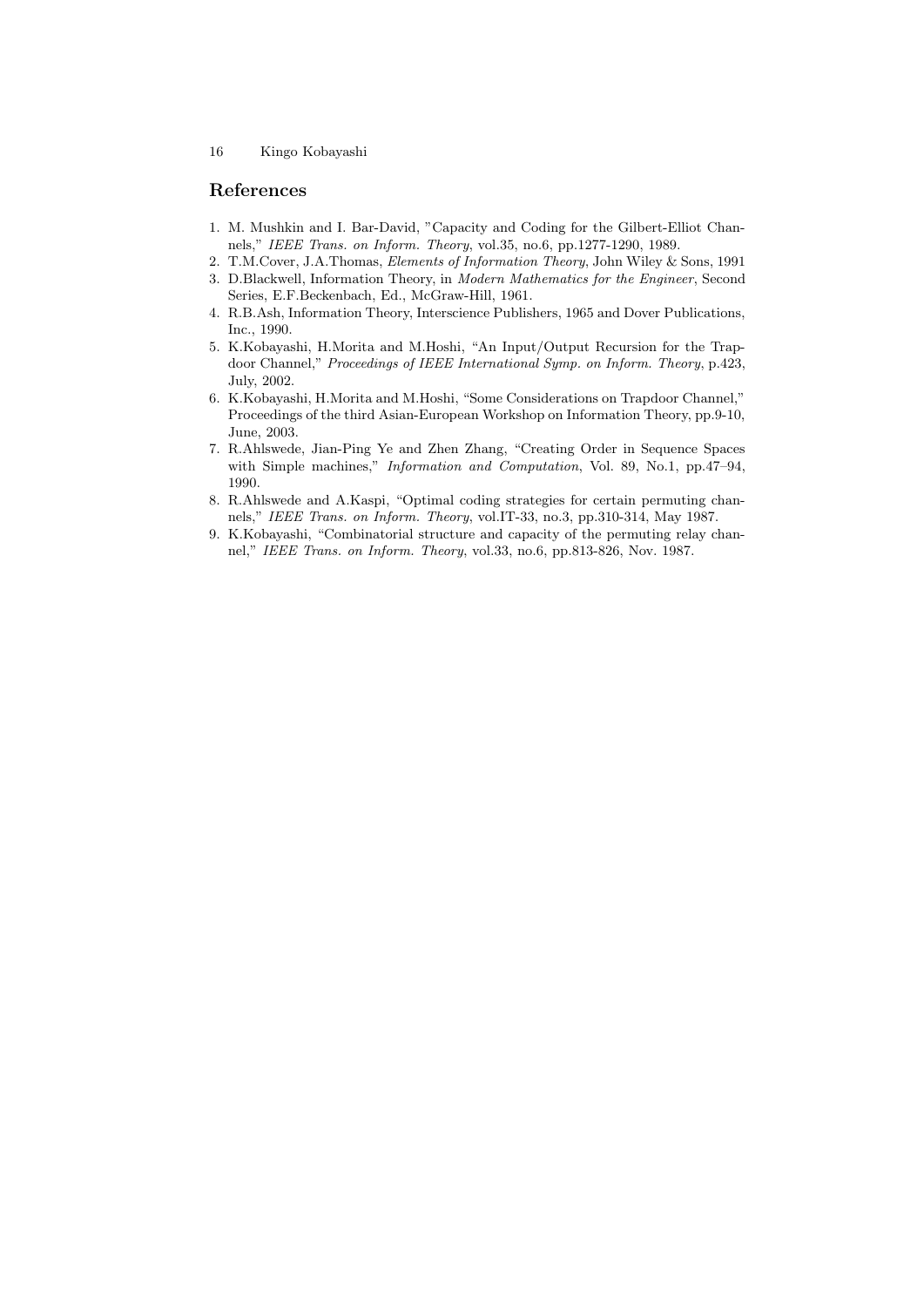## References

1. M. Mushkin and I. Bar-David, "Capacity and Coding for the Gilbert-Elliot Channels," *IEEE Trans. on Inform. Theory*, vol.35, no.6, pp.1277-1290, 1989.
2. T.M.Cover, J.A.Thomas, *Elements of Information Theory*, John Wiley & Sons, 1991
3. D.Blackwell, Information Theory, in *Modern Mathematics for the Engineer*, Second Series, E.F.Beckenbach, Ed., McGraw-Hill, 1961.
4. R.B.Ash, Information Theory, Interscience Publishers, 1965 and Dover Publications, Inc., 1990.
5. K.Kobayashi, H.Morita and M.Hoshi, "An Input/Output Recursion for the Trapdoor Channel," *Proceedings of IEEE International Symp. on Inform. Theory*, p.423, July, 2002.
6. K.Kobayashi, H.Morita and M.Hoshi, "Some Considerations on Trapdoor Channel," Proceedings of the third Asian-European Workshop on Information Theory, pp.9-10, June, 2003.
7. R.Ahlswede, Jian-Ping Ye and Zhen Zhang, "Creating Order in Sequence Spaces with Simple machines," *Information and Computation*, Vol. 89, No.1, pp.47–94, 1990.
8. R.Ahlswede and A.Kaspi, "Optimal coding strategies for certain permuting channels," *IEEE Trans. on Inform. Theory*, vol.IT-33, no.3, pp.310-314, May 1987.
9. K.Kobayashi, "Combinatorial structure and capacity of the permuting relay channel," *IEEE Trans. on Inform. Theory*, vol.33, no.6, pp.813-826, Nov. 1987.